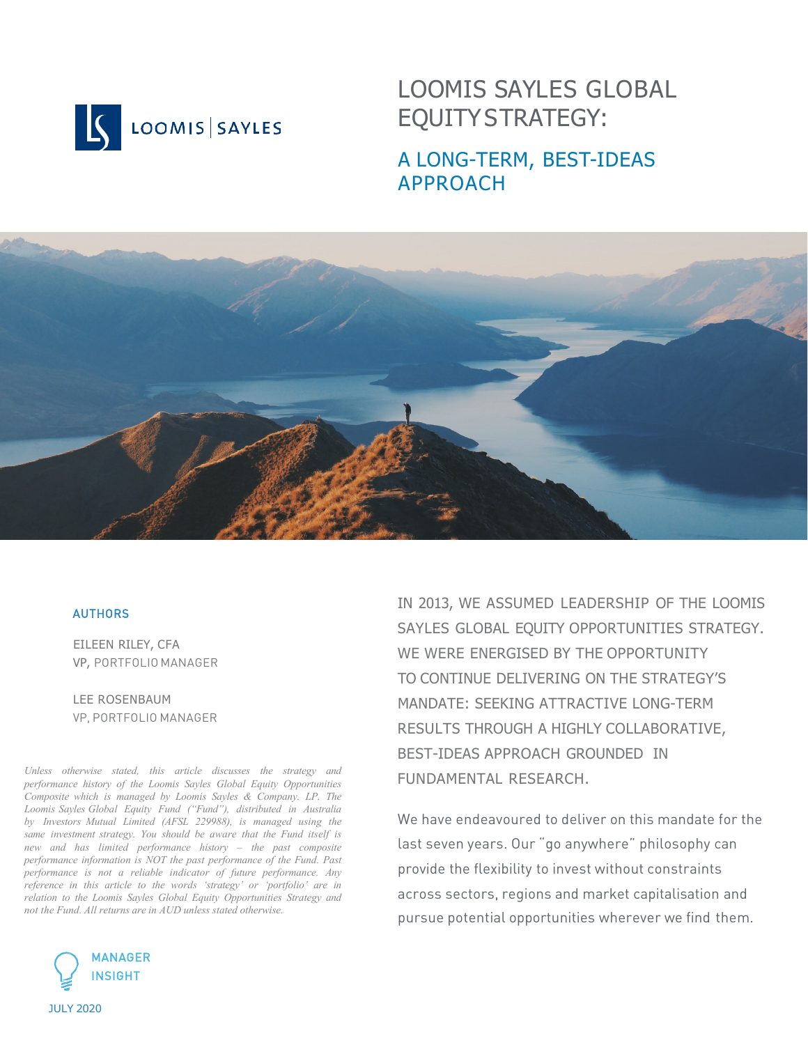LOOMIS | SAYLES

# LOOMIS SAYLES GLOBAL EQUITY STRATEGY:

## A LONG-TERM, BEST-IDEAS APPROACH

**AUTHORS**

EILEEN RILEY, CFA
VP, PORTFOLIO MANAGER

LEE ROSENBAUM
VP, PORTFOLIO MANAGER

*Unless otherwise stated, this article discusses the strategy and performance history of the Loomis Sayles Global Equity Opportunities Composite which is managed by Loomis Sayles & Company. LP. The Loomis Sayles Global Equity Fund ("Fund"), distributed in Australia by Investors Mutual Limited (AFSL 229988), is managed using the same investment strategy. You should be aware that the Fund itself is new and has limited performance history – the past composite performance information is NOT the past performance of the Fund. Past performance is not a reliable indicator of future performance. Any reference in this article to the words 'strategy' or 'portfolio' are in relation to the Loomis Sayles Global Equity Opportunities Strategy and not the Fund. All returns are in AUD unless stated otherwise.*

MANAGER INSIGHT

JULY 2020

IN 2013, WE ASSUMED LEADERSHIP OF THE LOOMIS SAYLES GLOBAL EQUITY OPPORTUNITIES STRATEGY. WE WERE ENERGISED BY THE OPPORTUNITY TO CONTINUE DELIVERING ON THE STRATEGY'S MANDATE: SEEKING ATTRACTIVE LONG-TERM RESULTS THROUGH A HIGHLY COLLABORATIVE, BEST-IDEAS APPROACH GROUNDED IN FUNDAMENTAL RESEARCH.

We have endeavoured to deliver on this mandate for the last seven years. Our "go anywhere" philosophy can provide the flexibility to invest without constraints across sectors, regions and market capitalisation and pursue potential opportunities wherever we find them.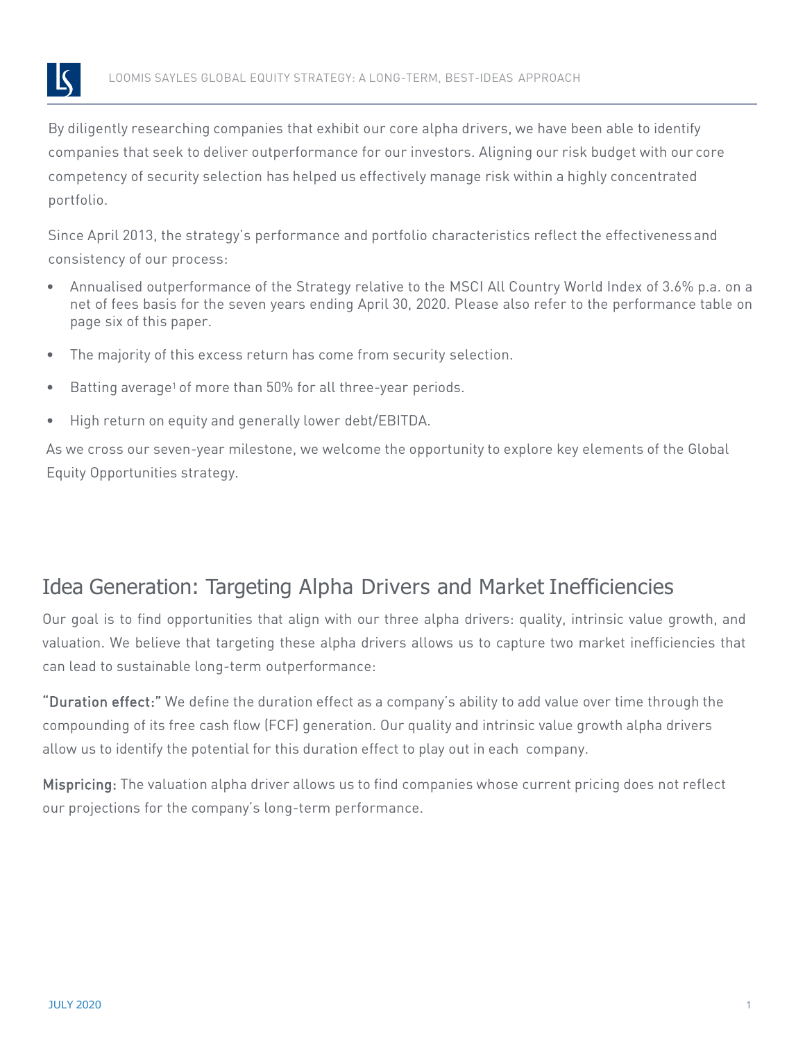By diligently researching companies that exhibit our core alpha drivers, we have been able to identify companies that seek to deliver outperformance for our investors. Aligning our risk budget with our core competency of security selection has helped us effectively manage risk within a highly concentrated portfolio.

Since April 2013, the strategy's performance and portfolio characteristics reflect the effectiveness and consistency of our process:

- Annualised outperformance of the Strategy relative to the MSCI All Country World Index of 3.6% p.a. on a net of fees basis for the seven years ending April 30, 2020. Please also refer to the performance table on page six of this paper.
- The majority of this excess return has come from security selection.
- Batting average[1] of more than 50% for all three-year periods.
- High return on equity and generally lower debt/EBITDA.

As we cross our seven-year milestone, we welcome the opportunity to explore key elements of the Global Equity Opportunities strategy.

## Idea Generation: Targeting Alpha Drivers and Market Inefficiencies

Our goal is to find opportunities that align with our three alpha drivers: quality, intrinsic value growth, and valuation. We believe that targeting these alpha drivers allows us to capture two market inefficiencies that can lead to sustainable long-term outperformance:

**"Duration effect:"** We define the duration effect as a company's ability to add value over time through the compounding of its free cash flow (FCF) generation. Our quality and intrinsic value growth alpha drivers allow us to identify the potential for this duration effect to play out in each company.

**Mispricing:** The valuation alpha driver allows us to find companies whose current pricing does not reflect our projections for the company's long-term performance.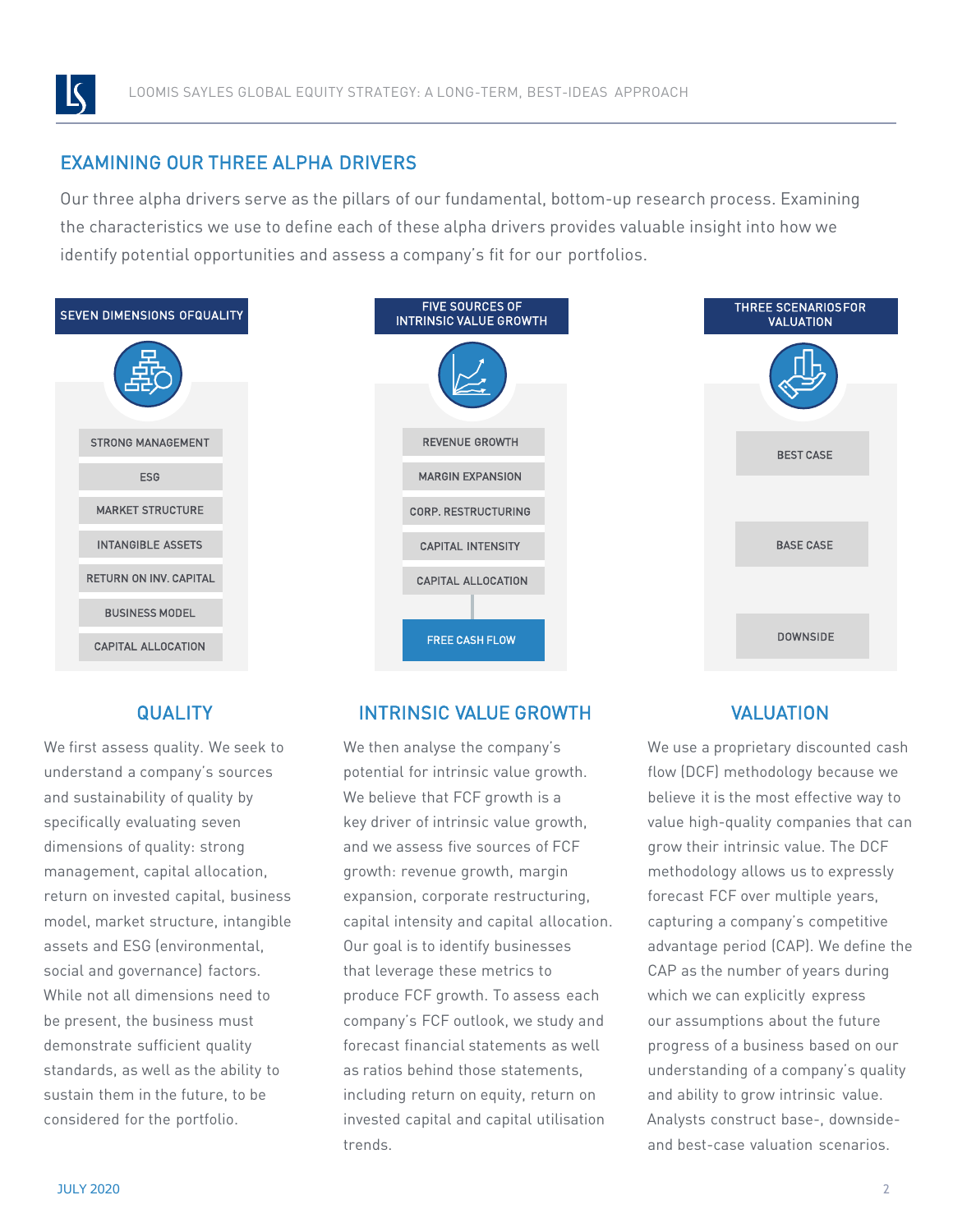## EXAMINING OUR THREE ALPHA DRIVERS

Our three alpha drivers serve as the pillars of our fundamental, bottom-up research process. Examining the characteristics we use to define each of these alpha drivers provides valuable insight into how we identify potential opportunities and assess a company's fit for our portfolios.

**SEVEN DIMENSIONS OF QUALITY**

- STRONG MANAGEMENT
- ESG
- MARKET STRUCTURE
- INTANGIBLE ASSETS
- RETURN ON INV. CAPITAL
- BUSINESS MODEL
- CAPITAL ALLOCATION

**FIVE SOURCES OF INTRINSIC VALUE GROWTH**

- REVENUE GROWTH
- MARGIN EXPANSION
- CORP. RESTRUCTURING
- CAPITAL INTENSITY
- CAPITAL ALLOCATION
- FREE CASH FLOW

**THREE SCENARIOS FOR VALUATION**

- BEST CASE
- BASE CASE
- DOWNSIDE

### QUALITY

We first assess quality. We seek to understand a company's sources and sustainability of quality by specifically evaluating seven dimensions of quality: strong management, capital allocation, return on invested capital, business model, market structure, intangible assets and ESG (environmental, social and governance) factors. While not all dimensions need to be present, the business must demonstrate sufficient quality standards, as well as the ability to sustain them in the future, to be considered for the portfolio.

### INTRINSIC VALUE GROWTH

We then analyse the company's potential for intrinsic value growth. We believe that FCF growth is a key driver of intrinsic value growth, and we assess five sources of FCF growth: revenue growth, margin expansion, corporate restructuring, capital intensity and capital allocation. Our goal is to identify businesses that leverage these metrics to produce FCF growth. To assess each company's FCF outlook, we study and forecast financial statements as well as ratios behind those statements, including return on equity, return on invested capital and capital utilisation trends.

### VALUATION

We use a proprietary discounted cash flow (DCF) methodology because we believe it is the most effective way to value high-quality companies that can grow their intrinsic value. The DCF methodology allows us to expressly forecast FCF over multiple years, capturing a company's competitive advantage period (CAP). We define the CAP as the number of years during which we can explicitly express our assumptions about the future progress of a business based on our understanding of a company's quality and ability to grow intrinsic value. Analysts construct base-, downside- and best-case valuation scenarios.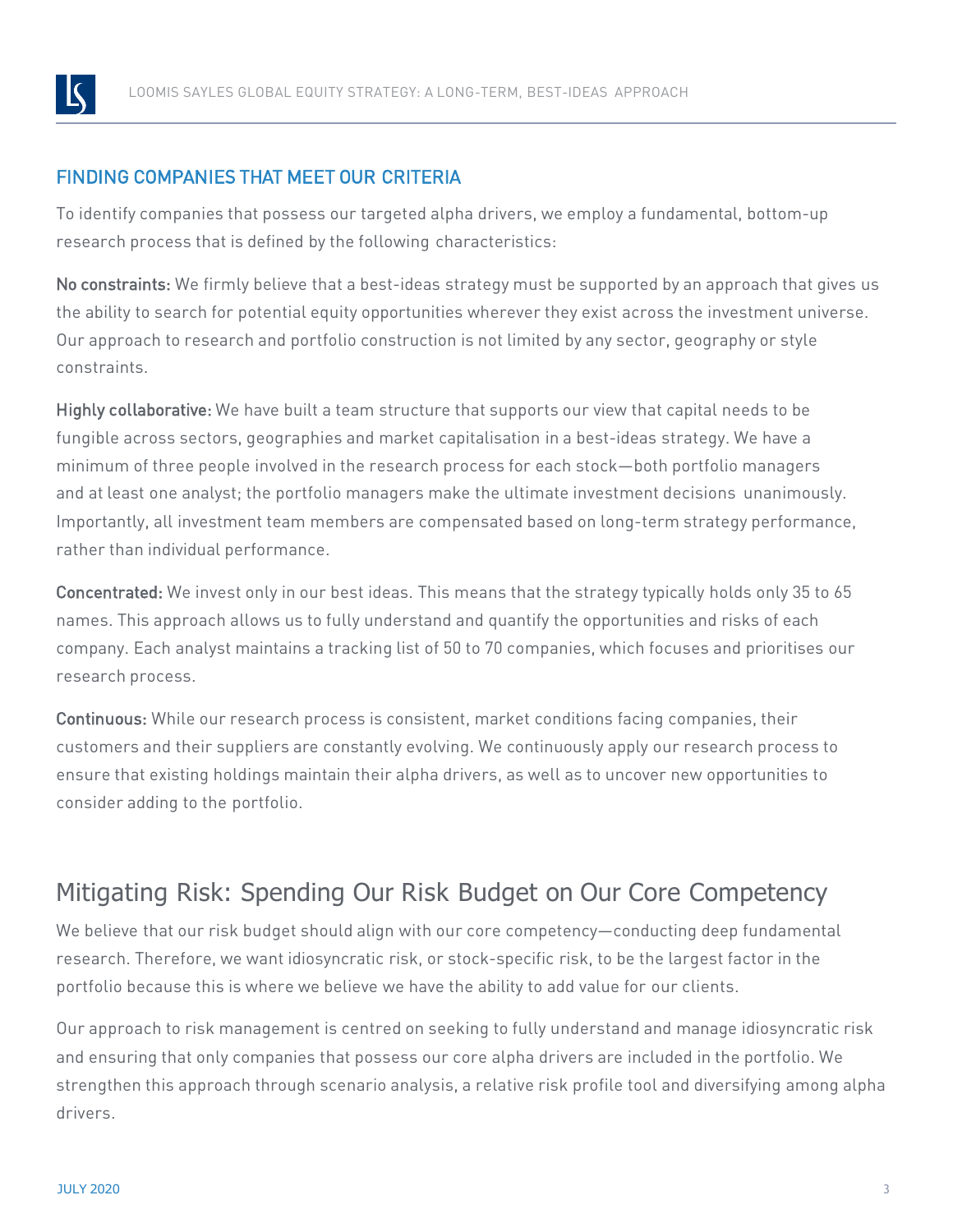## FINDING COMPANIES THAT MEET OUR CRITERIA

To identify companies that possess our targeted alpha drivers, we employ a fundamental, bottom-up research process that is defined by the following characteristics:

**No constraints:** We firmly believe that a best-ideas strategy must be supported by an approach that gives us the ability to search for potential equity opportunities wherever they exist across the investment universe. Our approach to research and portfolio construction is not limited by any sector, geography or style constraints.

**Highly collaborative:** We have built a team structure that supports our view that capital needs to be fungible across sectors, geographies and market capitalisation in a best-ideas strategy. We have a minimum of three people involved in the research process for each stock—both portfolio managers and at least one analyst; the portfolio managers make the ultimate investment decisions unanimously. Importantly, all investment team members are compensated based on long-term strategy performance, rather than individual performance.

**Concentrated:** We invest only in our best ideas. This means that the strategy typically holds only 35 to 65 names. This approach allows us to fully understand and quantify the opportunities and risks of each company. Each analyst maintains a tracking list of 50 to 70 companies, which focuses and prioritises our research process.

**Continuous:** While our research process is consistent, market conditions facing companies, their customers and their suppliers are constantly evolving. We continuously apply our research process to ensure that existing holdings maintain their alpha drivers, as well as to uncover new opportunities to consider adding to the portfolio.

# Mitigating Risk: Spending Our Risk Budget on Our Core Competency

We believe that our risk budget should align with our core competency—conducting deep fundamental research. Therefore, we want idiosyncratic risk, or stock-specific risk, to be the largest factor in the portfolio because this is where we believe we have the ability to add value for our clients.

Our approach to risk management is centred on seeking to fully understand and manage idiosyncratic risk and ensuring that only companies that possess our core alpha drivers are included in the portfolio. We strengthen this approach through scenario analysis, a relative risk profile tool and diversifying among alpha drivers.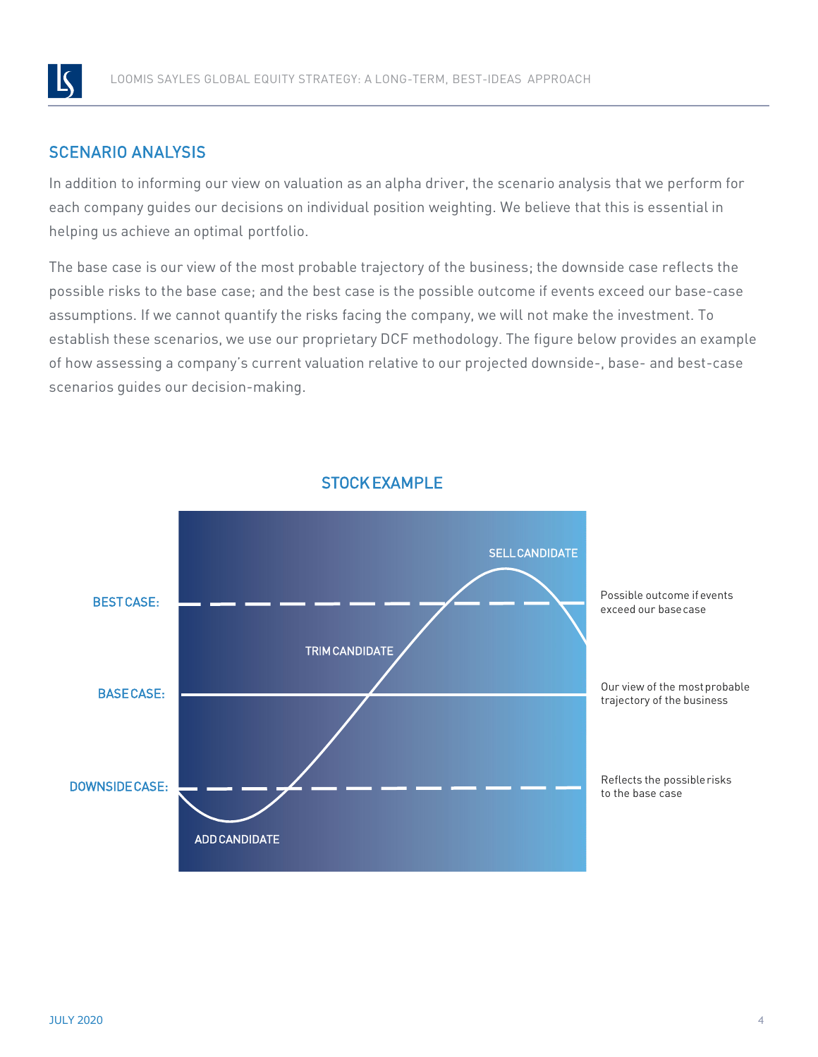## SCENARIO ANALYSIS

In addition to informing our view on valuation as an alpha driver, the scenario analysis that we perform for each company guides our decisions on individual position weighting. We believe that this is essential in helping us achieve an optimal portfolio.

The base case is our view of the most probable trajectory of the business; the downside case reflects the possible risks to the base case; and the best case is the possible outcome if events exceed our base-case assumptions. If we cannot quantify the risks facing the company, we will not make the investment. To establish these scenarios, we use our proprietary DCF methodology. The figure below provides an example of how assessing a company's current valuation relative to our projected downside-, base- and best-case scenarios guides our decision-making.

### STOCK EXAMPLE

BEST CASE: Possible outcome if events exceed our base case

BASE CASE: Our view of the most probable trajectory of the business

DOWNSIDE CASE: Reflects the possible risks to the base case

SELL CANDIDATE

TRIM CANDIDATE

ADD CANDIDATE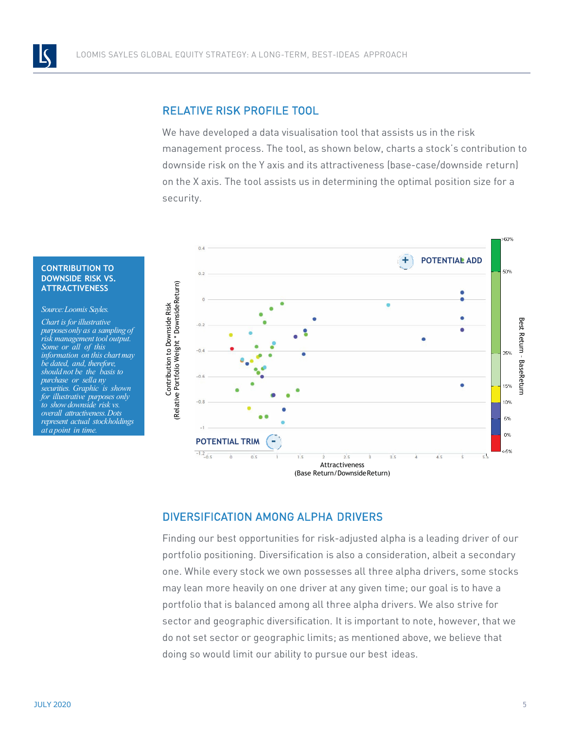## RELATIVE RISK PROFILE TOOL

We have developed a data visualisation tool that assists us in the risk management process. The tool, as shown below, charts a stock's contribution to downside risk on the Y axis and its attractiveness (base-case/downside return) on the X axis. The tool assists us in determining the optimal position size for a security.

**CONTRIBUTION TO DOWNSIDE RISK VS. ATTRACTIVENESS**

*Source: Loomis Sayles.*

*Chart is for illustrative purposes only as a sampling of risk management tool output. Some or all of this information on this chart may be dated, and, therefore, should not be the basis to purchase or sell any securities. Graphic is shown for illustrative purposes only to show downside risk vs. overall attractiveness. Dots represent actual stockholdings at a point in time.*

## DIVERSIFICATION AMONG ALPHA DRIVERS

Finding our best opportunities for risk-adjusted alpha is a leading driver of our portfolio positioning. Diversification is also a consideration, albeit a secondary one. While every stock we own possesses all three alpha drivers, some stocks may lean more heavily on one driver at any given time; our goal is to have a portfolio that is balanced among all three alpha drivers. We also strive for sector and geographic diversification. It is important to note, however, that we do not set sector or geographic limits; as mentioned above, we believe that doing so would limit our ability to pursue our best ideas.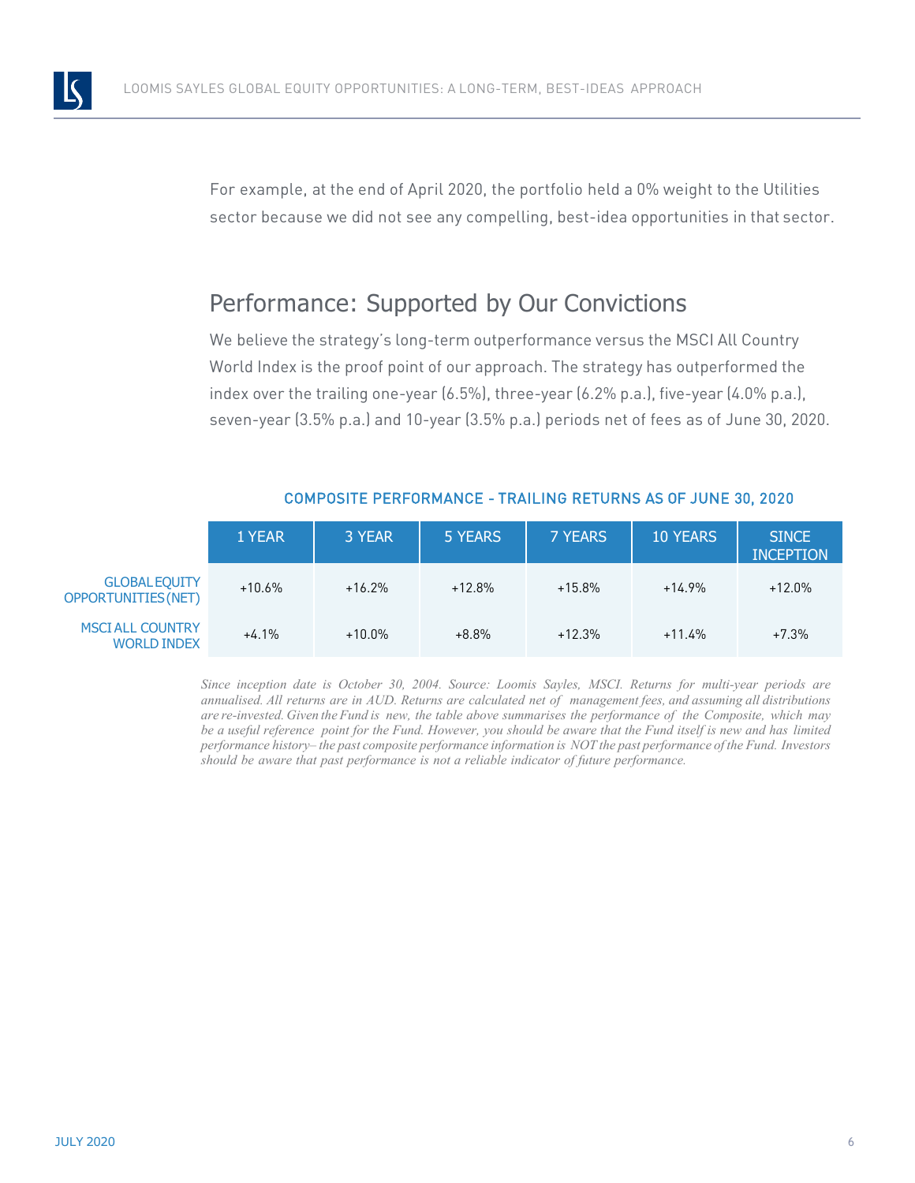For example, at the end of April 2020, the portfolio held a 0% weight to the Utilities sector because we did not see any compelling, best-idea opportunities in that sector.

## Performance: Supported by Our Convictions

We believe the strategy's long-term outperformance versus the MSCI All Country World Index is the proof point of our approach. The strategy has outperformed the index over the trailing one-year (6.5%), three-year (6.2% p.a.), five-year (4.0% p.a.), seven-year (3.5% p.a.) and 10-year (3.5% p.a.) periods net of fees as of June 30, 2020.

### COMPOSITE PERFORMANCE - TRAILING RETURNS AS OF JUNE 30, 2020

| | 1 YEAR | 3 YEAR | 5 YEARS | 7 YEARS | 10 YEARS | SINCE INCEPTION |
|---|---|---|---|---|---|---|
| GLOBAL EQUITY OPPORTUNITIES (NET) | +10.6% | +16.2% | +12.8% | +15.8% | +14.9% | +12.0% |
| MSCI ALL COUNTRY WORLD INDEX | +4.1% | +10.0% | +8.8% | +12.3% | +11.4% | +7.3% |

*Since inception date is October 30, 2004. Source: Loomis Sayles, MSCI. Returns for multi-year periods are annualised. All returns are in AUD. Returns are calculated net of management fees, and assuming all distributions are re-invested. Given the Fund is new, the table above summarises the performance of the Composite, which may be a useful reference point for the Fund. However, you should be aware that the Fund itself is new and has limited performance history– the past composite performance information is NOT the past performance of the Fund. Investors should be aware that past performance is not a reliable indicator of future performance.*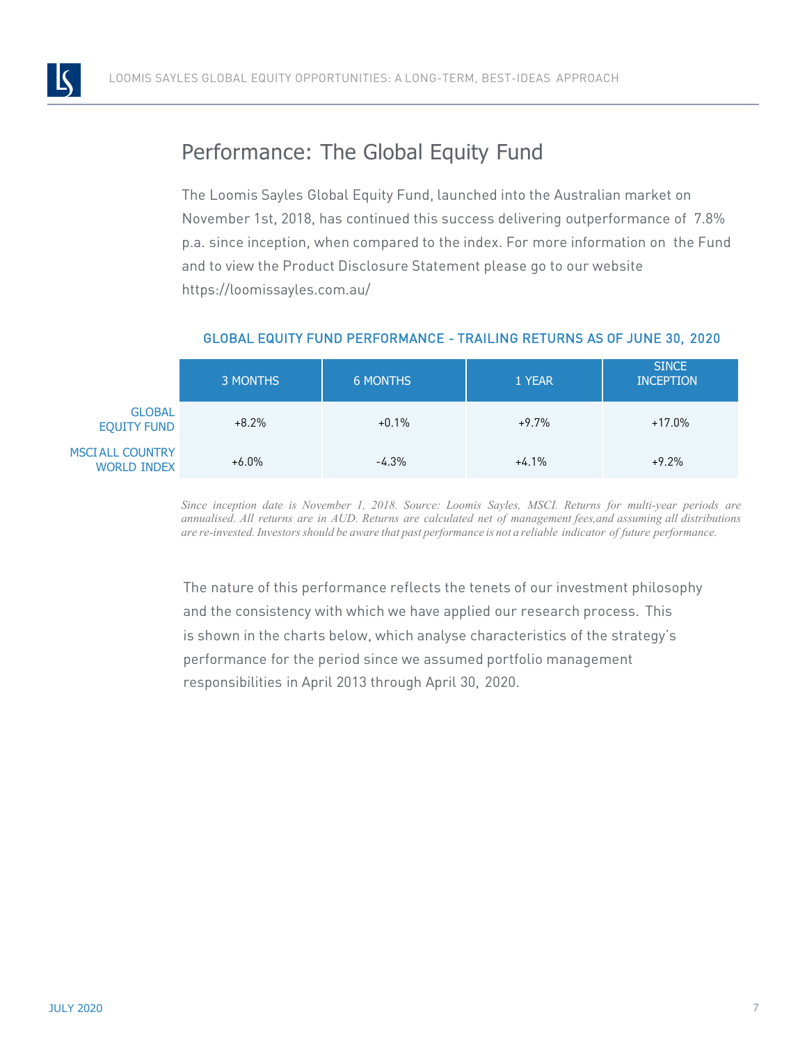## Performance: The Global Equity Fund

The Loomis Sayles Global Equity Fund, launched into the Australian market on November 1st, 2018, has continued this success delivering outperformance of 7.8% p.a. since inception, when compared to the index. For more information on the Fund and to view the Product Disclosure Statement please go to our website https://loomissayles.com.au/

**GLOBAL EQUITY FUND PERFORMANCE - TRAILING RETURNS AS OF JUNE 30, 2020**

| | 3 MONTHS | 6 MONTHS | 1 YEAR | SINCE INCEPTION |
|---|---|---|---|---|
| GLOBAL EQUITY FUND | +8.2% | +0.1% | +9.7% | +17.0% |
| MSCI ALL COUNTRY WORLD INDEX | +6.0% | -4.3% | +4.1% | +9.2% |

*Since inception date is November 1, 2018. Source: Loomis Sayles, MSCI. Returns for multi-year periods are annualised. All returns are in AUD. Returns are calculated net of management fees,and assuming all distributions are re-invested. Investors should be aware that past performance is not a reliable indicator of future performance.*

The nature of this performance reflects the tenets of our investment philosophy and the consistency with which we have applied our research process. This is shown in the charts below, which analyse characteristics of the strategy's performance for the period since we assumed portfolio management responsibilities in April 2013 through April 30, 2020.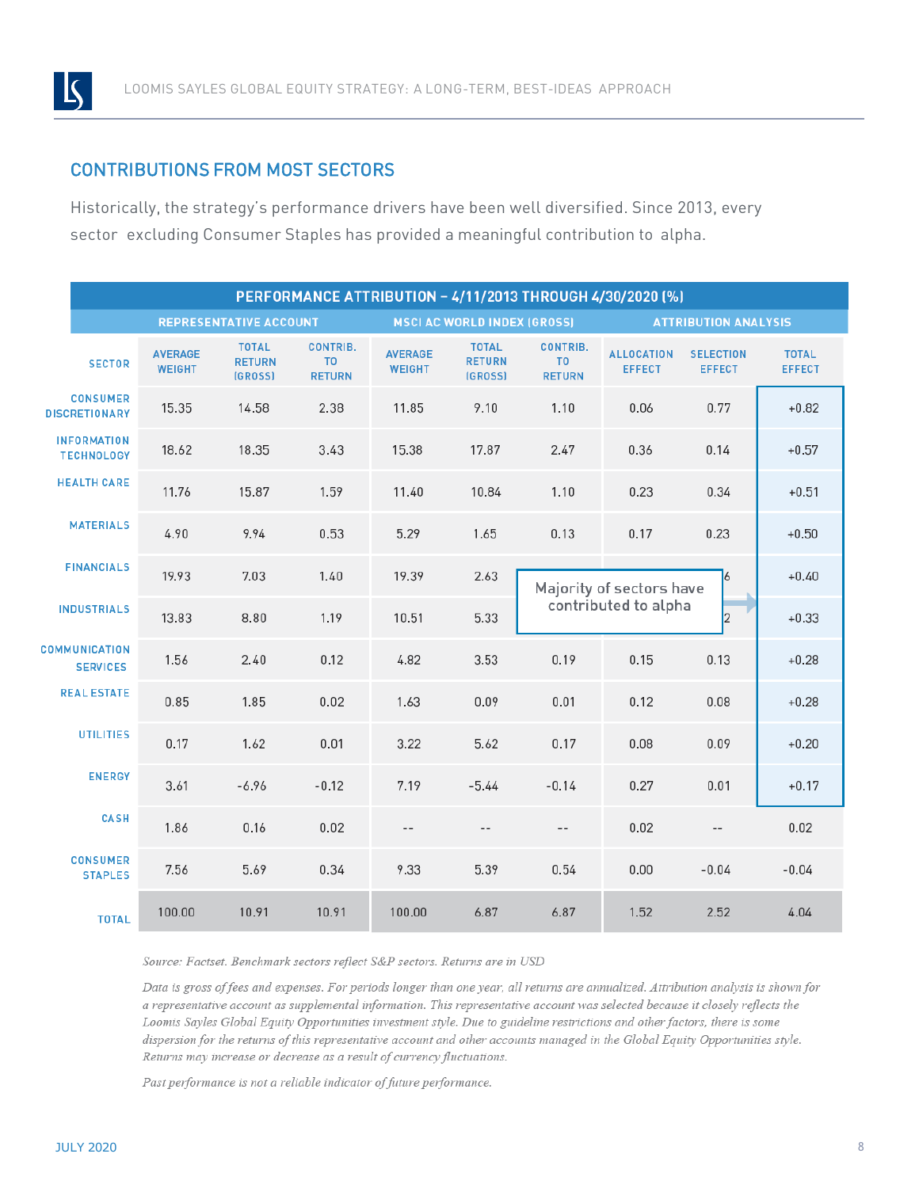## CONTRIBUTIONS FROM MOST SECTORS

Historically, the strategy's performance drivers have been well diversified. Since 2013, every sector excluding Consumer Staples has provided a meaningful contribution to alpha.

**PERFORMANCE ATTRIBUTION – 4/11/2013 THROUGH 4/30/2020 (%)**

| | REPRESENTATIVE ACCOUNT | | | MSCI AC WORLD INDEX (GROSS) | | | ATTRIBUTION ANALYSIS | | |
|---|---|---|---|---|---|---|---|---|---|
| SECTOR | AVERAGE WEIGHT | TOTAL RETURN (GROSS) | CONTRIB. TO RETURN | AVERAGE WEIGHT | TOTAL RETURN (GROSS) | CONTRIB. TO RETURN | ALLOCATION EFFECT | SELECTION EFFECT | TOTAL EFFECT |
| CONSUMER DISCRETIONARY | 15.35 | 14.58 | 2.38 | 11.85 | 9.10 | 1.10 | 0.06 | 0.77 | +0.82 |
| INFORMATION TECHNOLOGY | 18.62 | 18.35 | 3.43 | 15.38 | 17.87 | 2.47 | 0.36 | 0.14 | +0.57 |
| HEALTH CARE | 11.76 | 15.87 | 1.59 | 11.40 | 10.84 | 1.10 | 0.23 | 0.34 | +0.51 |
| MATERIALS | 4.90 | 9.94 | 0.53 | 5.29 | 1.65 | 0.13 | 0.17 | 0.23 | +0.50 |
| FINANCIALS | 19.93 | 7.03 | 1.40 | 19.39 | 2.63 | | | | +0.40 |
| INDUSTRIALS | 13.83 | 8.80 | 1.19 | 10.51 | 5.33 | | | | +0.33 |
| COMMUNICATION SERVICES | 1.56 | 2.40 | 0.12 | 4.82 | 3.53 | 0.19 | 0.15 | 0.13 | +0.28 |
| REAL ESTATE | 0.85 | 1.85 | 0.02 | 1.63 | 0.09 | 0.01 | 0.12 | 0.08 | +0.28 |
| UTILITIES | 0.17 | 1.62 | 0.01 | 3.22 | 5.62 | 0.17 | 0.08 | 0.09 | +0.20 |
| ENERGY | 3.61 | -6.96 | -0.12 | 7.19 | -5.44 | -0.14 | 0.27 | 0.01 | +0.17 |
| CASH | 1.86 | 0.16 | 0.02 | -- | -- | -- | 0.02 | -- | 0.02 |
| CONSUMER STAPLES | 7.56 | 5.69 | 0.34 | 9.33 | 5.39 | 0.54 | 0.00 | -0.04 | -0.04 |
| TOTAL | 100.00 | 10.91 | 10.91 | 100.00 | 6.87 | 6.87 | 1.52 | 2.52 | 4.04 |

Majority of sectors have contributed to alpha

*Source: Factset. Benchmark sectors reflect S&P sectors. Returns are in USD*

*Data is gross of fees and expenses. For periods longer than one year, all returns are annualized. Attribution analysis is shown for a representative account as supplemental information. This representative account was selected because it closely reflects the Loomis Sayles Global Equity Opportunities investment style. Due to guideline restrictions and other factors, there is some dispersion for the returns of this representative account and other accounts managed in the Global Equity Opportunities style. Returns may increase or decrease as a result of currency fluctuations.*

*Past performance is not a reliable indicator of future performance.*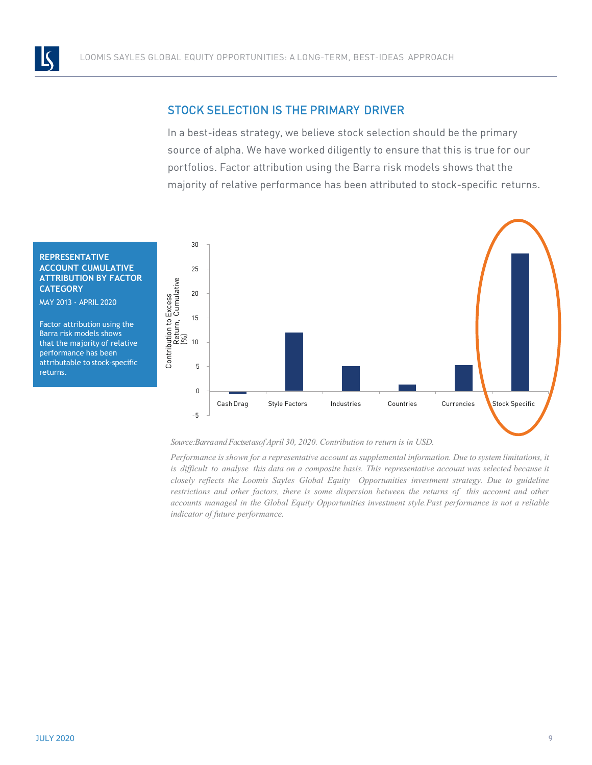## STOCK SELECTION IS THE PRIMARY DRIVER

In a best-ideas strategy, we believe stock selection should be the primary source of alpha. We have worked diligently to ensure that this is true for our portfolios. Factor attribution using the Barra risk models shows that the majority of relative performance has been attributed to stock-specific returns.

**REPRESENTATIVE ACCOUNT CUMULATIVE ATTRIBUTION BY FACTOR CATEGORY**

MAY 2013 - APRIL 2020

Factor attribution using the Barra risk models shows that the majority of relative performance has been attributable to stock-specific returns.

Contribution to Excess Return, Cumulative (%)

30
25
20
15
10
5
0
-5

Cash Drag | Style Factors | Industries | Countries | Currencies | Stock Specific

*Source: Barra and Factset as of April 30, 2020. Contribution to return is in USD.*

*Performance is shown for a representative account as supplemental information. Due to system limitations, it is difficult to analyse this data on a composite basis. This representative account was selected because it closely reflects the Loomis Sayles Global Equity Opportunities investment strategy. Due to guideline restrictions and other factors, there is some dispersion between the returns of this account and other accounts managed in the Global Equity Opportunities investment style. Past performance is not a reliable indicator of future performance.*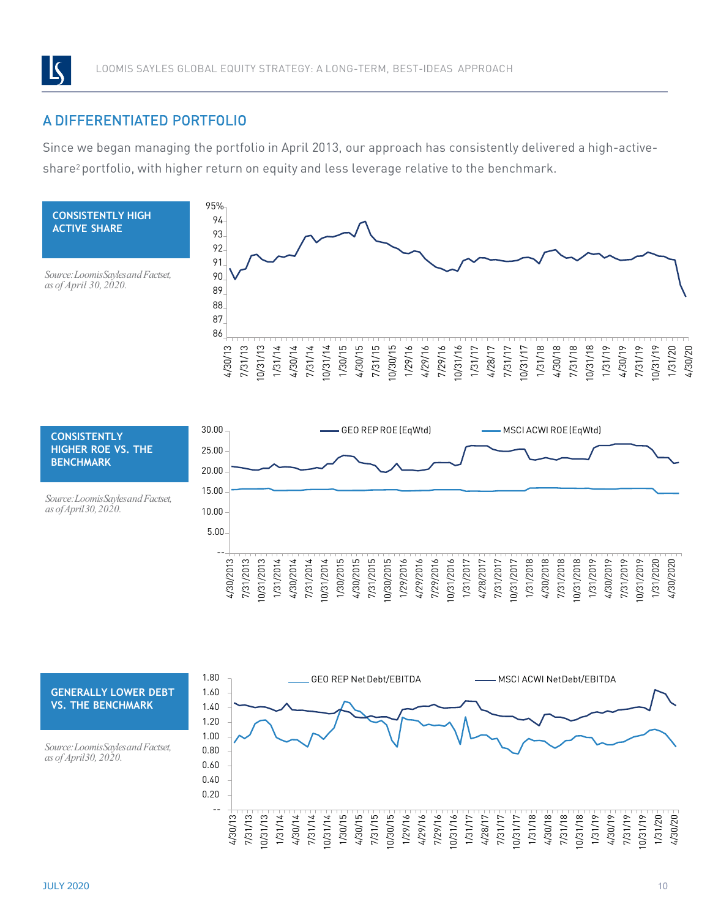## A DIFFERENTIATED PORTFOLIO

Since we began managing the portfolio in April 2013, our approach has consistently delivered a high-active-share[2] portfolio, with higher return on equity and less leverage relative to the benchmark.

**CONSISTENTLY HIGH ACTIVE SHARE**

*Source: Loomis Sayles and Factset, as of April 30, 2020.*

**CONSISTENTLY HIGHER ROE VS. THE BENCHMARK**

*Source: Loomis Sayles and Factset, as of April 30, 2020.*

**GENERALLY LOWER DEBT VS. THE BENCHMARK**

*Source: Loomis Sayles and Factset, as of April 30, 2020.*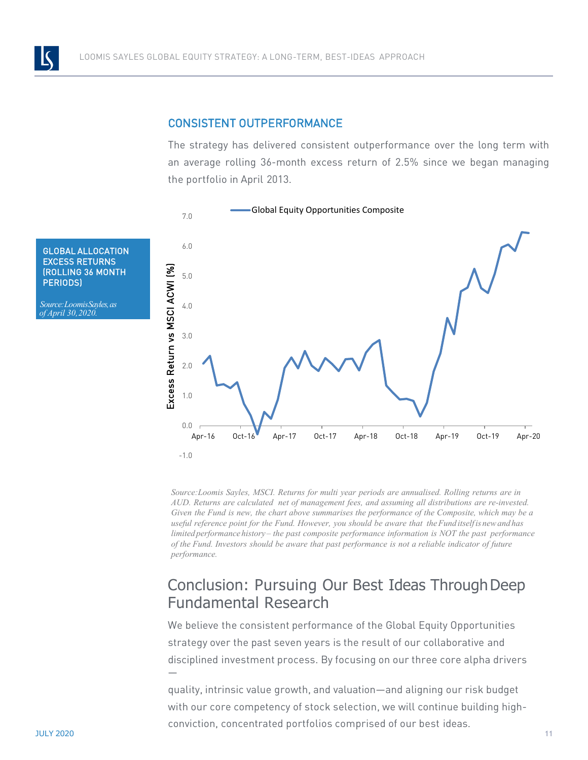## CONSISTENT OUTPERFORMANCE

The strategy has delivered consistent outperformance over the long term with an average rolling 36-month excess return of 2.5% since we began managing the portfolio in April 2013.

**GLOBAL ALLOCATION EXCESS RETURNS (ROLLING 36 MONTH PERIODS)**

*Source: Loomis Sayles, as of April 30, 2020.*

*Source: Loomis Sayles, MSCI. Returns for multi year periods are annualised. Rolling returns are in AUD. Returns are calculated net of management fees, and assuming all distributions are re-invested. Given the Fund is new, the chart above summarises the performance of the Composite, which may be a useful reference point for the Fund. However, you should be aware that the Fund itself is new and has limited performance history – the past composite performance information is NOT the past performance of the Fund. Investors should be aware that past performance is not a reliable indicator of future performance.*

## Conclusion: Pursuing Our Best Ideas Through Deep Fundamental Research

We believe the consistent performance of the Global Equity Opportunities strategy over the past seven years is the result of our collaborative and disciplined investment process. By focusing on our three core alpha drivers —

quality, intrinsic value growth, and valuation—and aligning our risk budget with our core competency of stock selection, we will continue building high-conviction, concentrated portfolios comprised of our best ideas.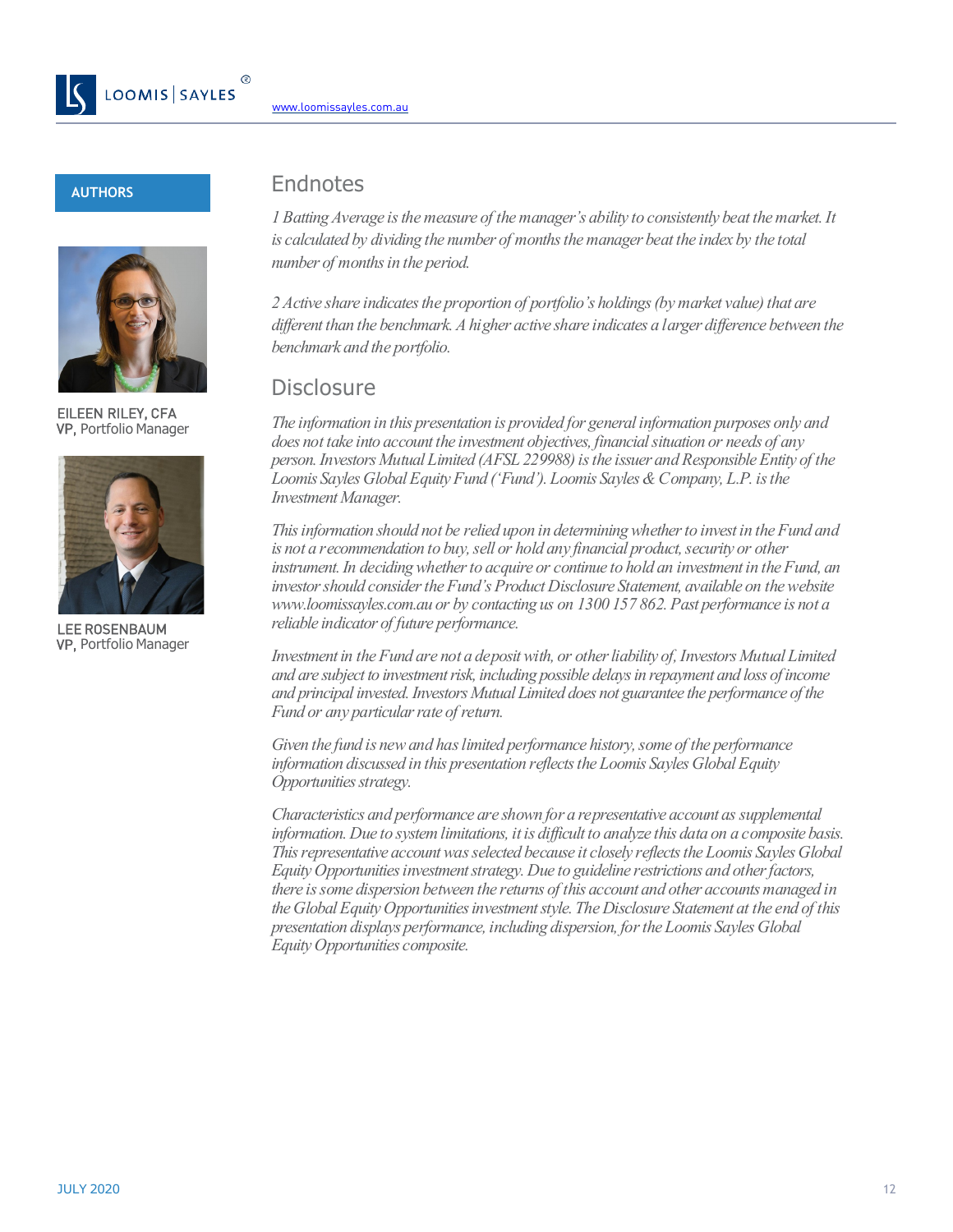AUTHORS

EILEEN RILEY, CFA
VP, Portfolio Manager

LEE ROSENBAUM
VP, Portfolio Manager

## Endnotes

*1 Batting Average is the measure of the manager's ability to consistently beat the market. It is calculated by dividing the number of months the manager beat the index by the total number of months in the period.*

*2 Active share indicates the proportion of portfolio's holdings (by market value) that are different than the benchmark. A higher active share indicates a larger difference between the benchmark and the portfolio.*

## Disclosure

*The information in this presentation is provided for general information purposes only and does not take into account the investment objectives, financial situation or needs of any person. Investors Mutual Limited (AFSL 229988) is the issuer and Responsible Entity of the Loomis Sayles Global Equity Fund ('Fund'). Loomis Sayles & Company, L.P. is the Investment Manager.*

*This information should not be relied upon in determining whether to invest in the Fund and is not a recommendation to buy, sell or hold any financial product, security or other instrument. In deciding whether to acquire or continue to hold an investment in the Fund, an investor should consider the Fund's Product Disclosure Statement, available on the website www.loomissayles.com.au or by contacting us on 1300 157 862. Past performance is not a reliable indicator of future performance.*

*Investment in the Fund are not a deposit with, or other liability of, Investors Mutual Limited and are subject to investment risk, including possible delays in repayment and loss of income and principal invested. Investors Mutual Limited does not guarantee the performance of the Fund or any particular rate of return.*

*Given the fund is new and has limited performance history, some of the performance information discussed in this presentation reflects the Loomis Sayles Global Equity Opportunities strategy.*

*Characteristics and performance are shown for a representative account as supplemental information. Due to system limitations, it is difficult to analyze this data on a composite basis. This representative account was selected because it closely reflects the Loomis Sayles Global Equity Opportunities investment strategy. Due to guideline restrictions and other factors, there is some dispersion between the returns of this account and other accounts managed in the Global Equity Opportunities investment style. The Disclosure Statement at the end of this presentation displays performance, including dispersion, for the Loomis Sayles Global Equity Opportunities composite.*